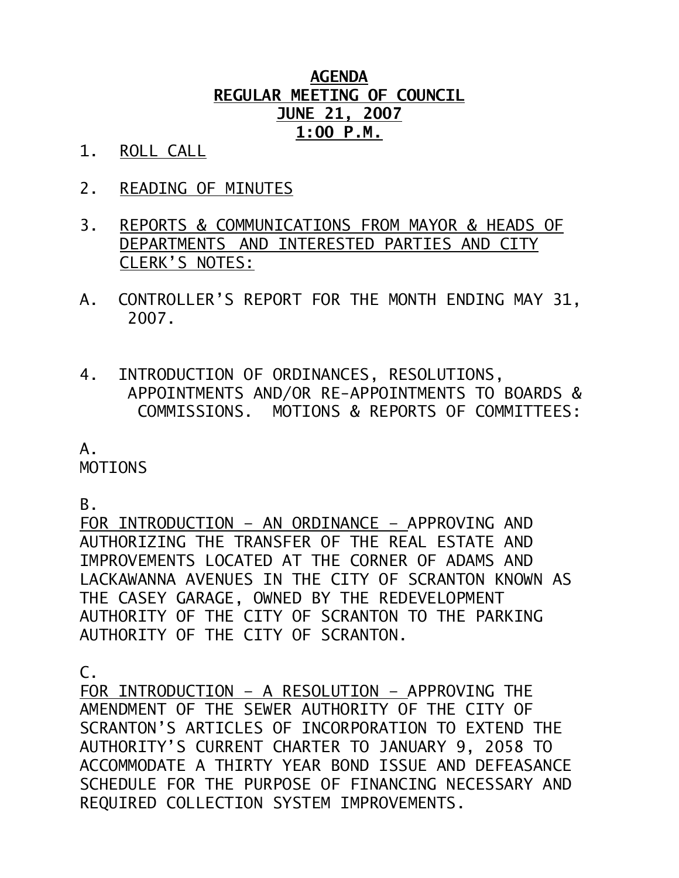# **AGENDA**
## **REGULAR MEETING OF COUNCIL**
## **JUNE 21, 2007**
## **1:00 P.M.**

1. ROLL CALL

2. READING OF MINUTES

3. REPORTS & COMMUNICATIONS FROM MAYOR & HEADS OF DEPARTMENTS AND INTERESTED PARTIES AND CITY CLERK'S NOTES:

A. CONTROLLER'S REPORT FOR THE MONTH ENDING MAY 31, 2007.

4. INTRODUCTION OF ORDINANCES, RESOLUTIONS, APPOINTMENTS AND/OR RE-APPOINTMENTS TO BOARDS & COMMISSIONS. MOTIONS & REPORTS OF COMMITTEES:

A.
MOTIONS

B.
FOR INTRODUCTION – AN ORDINANCE – APPROVING AND AUTHORIZING THE TRANSFER OF THE REAL ESTATE AND IMPROVEMENTS LOCATED AT THE CORNER OF ADAMS AND LACKAWANNA AVENUES IN THE CITY OF SCRANTON KNOWN AS THE CASEY GARAGE, OWNED BY THE REDEVELOPMENT AUTHORITY OF THE CITY OF SCRANTON TO THE PARKING AUTHORITY OF THE CITY OF SCRANTON.

C.
FOR INTRODUCTION – A RESOLUTION – APPROVING THE AMENDMENT OF THE SEWER AUTHORITY OF THE CITY OF SCRANTON'S ARTICLES OF INCORPORATION TO EXTEND THE AUTHORITY'S CURRENT CHARTER TO JANUARY 9, 2058 TO ACCOMMODATE A THIRTY YEAR BOND ISSUE AND DEFEASANCE SCHEDULE FOR THE PURPOSE OF FINANCING NECESSARY AND REQUIRED COLLECTION SYSTEM IMPROVEMENTS.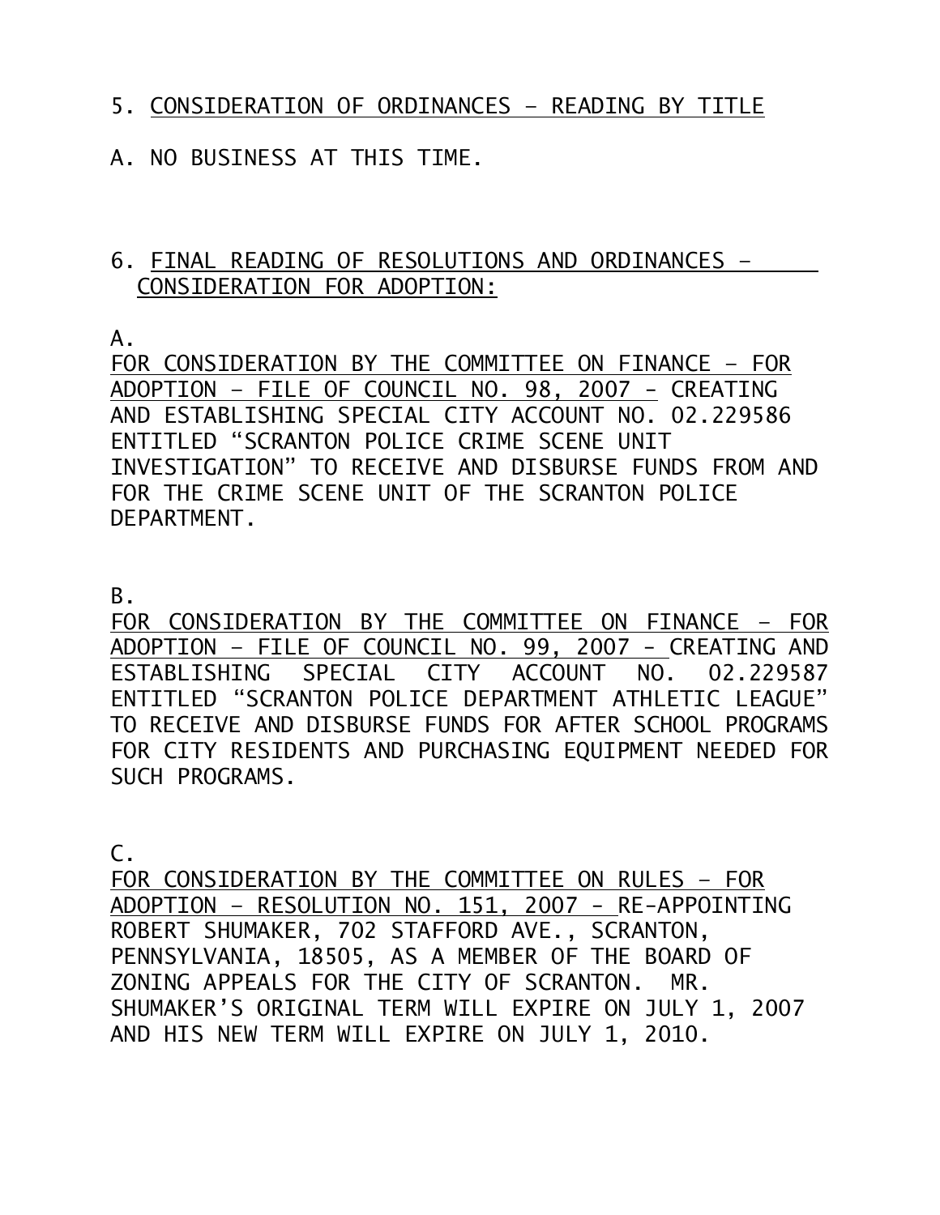5. <u>CONSIDERATION OF ORDINANCES – READING BY TITLE</u>

A. NO BUSINESS AT THIS TIME.

6. <u>FINAL READING OF RESOLUTIONS AND ORDINANCES – CONSIDERATION FOR ADOPTION:</u>

A.
<u>FOR CONSIDERATION BY THE COMMITTEE ON FINANCE – FOR ADOPTION – FILE OF COUNCIL NO. 98, 2007 -</u> CREATING AND ESTABLISHING SPECIAL CITY ACCOUNT NO. 02.229586 ENTITLED "SCRANTON POLICE CRIME SCENE UNIT INVESTIGATION" TO RECEIVE AND DISBURSE FUNDS FROM AND FOR THE CRIME SCENE UNIT OF THE SCRANTON POLICE DEPARTMENT.

B.
<u>FOR CONSIDERATION BY THE COMMITTEE ON FINANCE – FOR ADOPTION – FILE OF COUNCIL NO. 99, 2007 -</u> CREATING AND ESTABLISHING SPECIAL CITY ACCOUNT NO. 02.229587 ENTITLED "SCRANTON POLICE DEPARTMENT ATHLETIC LEAGUE" TO RECEIVE AND DISBURSE FUNDS FOR AFTER SCHOOL PROGRAMS FOR CITY RESIDENTS AND PURCHASING EQUIPMENT NEEDED FOR SUCH PROGRAMS.

C.
<u>FOR CONSIDERATION BY THE COMMITTEE ON RULES – FOR ADOPTION – RESOLUTION NO. 151, 2007 -</u> RE-APPOINTING ROBERT SHUMAKER, 702 STAFFORD AVE., SCRANTON, PENNSYLVANIA, 18505, AS A MEMBER OF THE BOARD OF ZONING APPEALS FOR THE CITY OF SCRANTON. MR. SHUMAKER'S ORIGINAL TERM WILL EXPIRE ON JULY 1, 2007 AND HIS NEW TERM WILL EXPIRE ON JULY 1, 2010.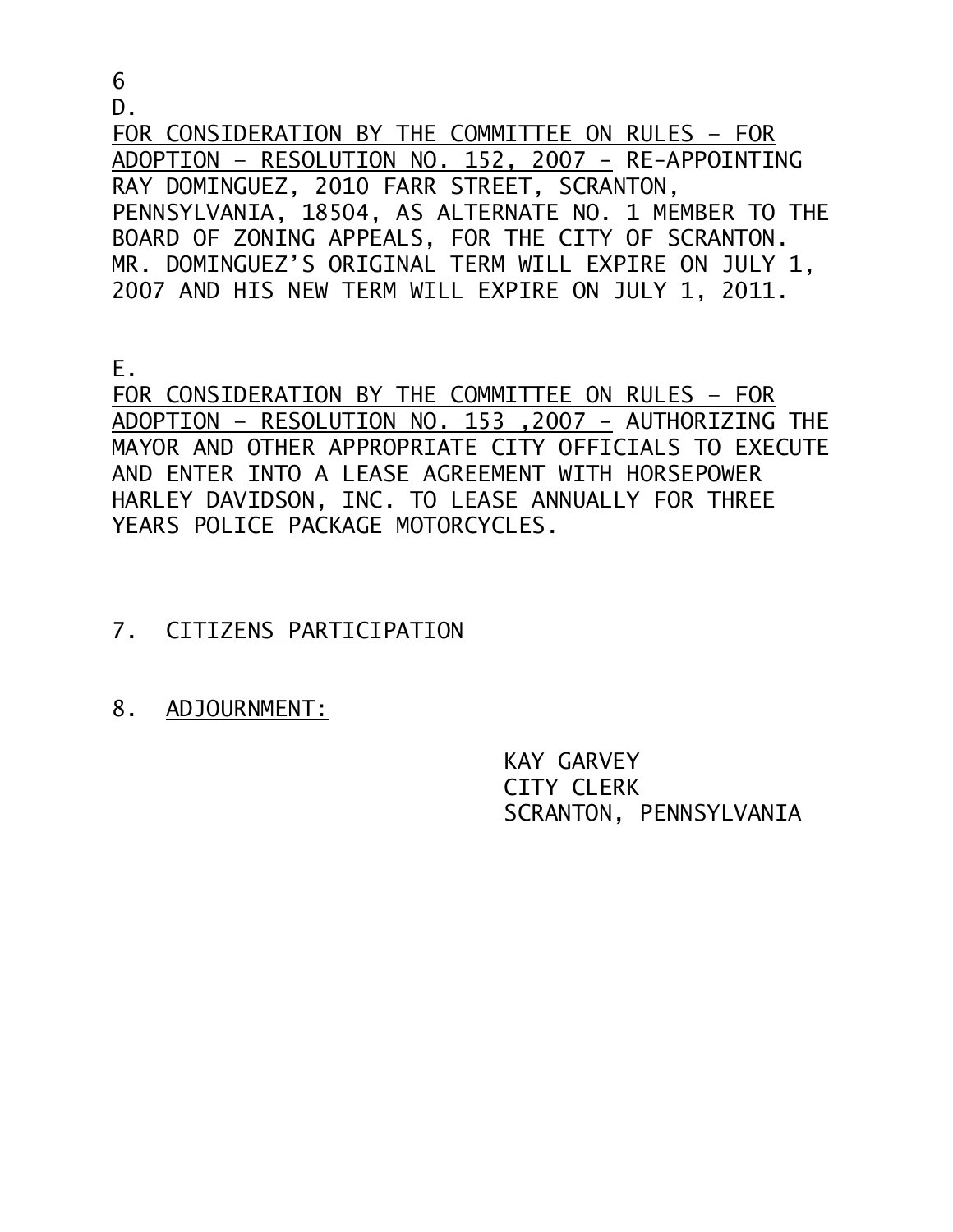6

D.

FOR CONSIDERATION BY THE COMMITTEE ON RULES – FOR ADOPTION – RESOLUTION NO. 152, 2007 – RE-APPOINTING RAY DOMINGUEZ, 2010 FARR STREET, SCRANTON, PENNSYLVANIA, 18504, AS ALTERNATE NO. 1 MEMBER TO THE BOARD OF ZONING APPEALS, FOR THE CITY OF SCRANTON. MR. DOMINGUEZ'S ORIGINAL TERM WILL EXPIRE ON JULY 1, 2007 AND HIS NEW TERM WILL EXPIRE ON JULY 1, 2011.

E.

FOR CONSIDERATION BY THE COMMITTEE ON RULES – FOR ADOPTION – RESOLUTION NO. 153 ,2007 – AUTHORIZING THE MAYOR AND OTHER APPROPRIATE CITY OFFICIALS TO EXECUTE AND ENTER INTO A LEASE AGREEMENT WITH HORSEPOWER HARLEY DAVIDSON, INC. TO LEASE ANNUALLY FOR THREE YEARS POLICE PACKAGE MOTORCYCLES.

7. CITIZENS PARTICIPATION

8. ADJOURNMENT:

KAY GARVEY
CITY CLERK
SCRANTON, PENNSYLVANIA